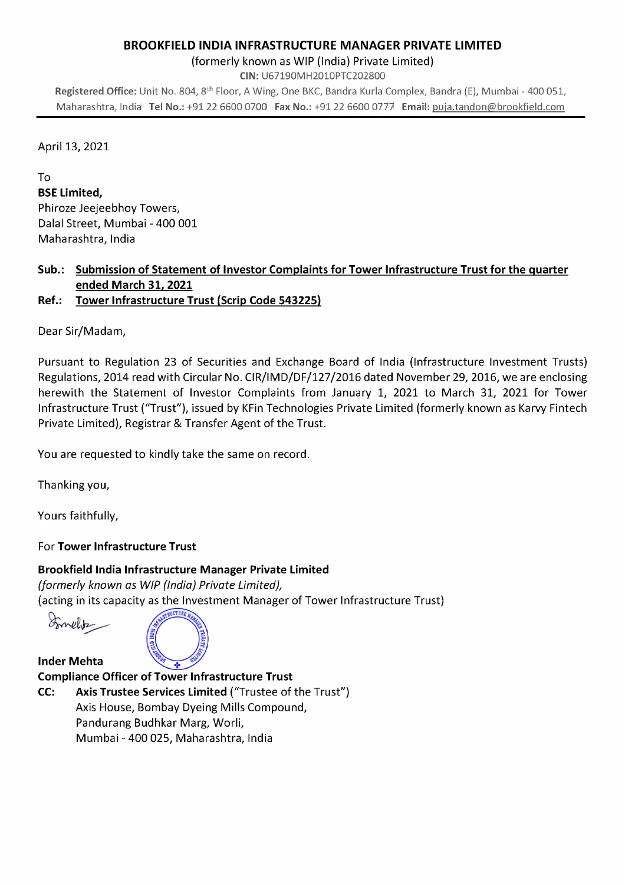# BROOKFIELD INDIA INFRASTRUCTURE MANAGER PRIVATE LIMITED

(formerly known as WIP (India) Private Limited)

**CIN:** U67190MH2010PTC202800

**Registered Office:** Unit No. 804, 8th Floor, A Wing, One BKC, Bandra Kurla Complex, Bandra (E), Mumbai - 400 051, Maharashtra, India **Tel No.:** +91 22 6600 0700 **Fax No.:** +91 22 6600 0777 **Email:** puja.tandon@brookfield.com

---

April 13, 2021

To
**BSE Limited,**
Phiroze Jeejeebhoy Towers,
Dalal Street, Mumbai - 400 001
Maharashtra, India

**Sub.: Submission of Statement of Investor Complaints for Tower Infrastructure Trust for the quarter ended March 31, 2021**

**Ref.: Tower Infrastructure Trust (Scrip Code 543225)**

Dear Sir/Madam,

Pursuant to Regulation 23 of Securities and Exchange Board of India (Infrastructure Investment Trusts) Regulations, 2014 read with Circular No. CIR/IMD/DF/127/2016 dated November 29, 2016, we are enclosing herewith the Statement of Investor Complaints from January 1, 2021 to March 31, 2021 for Tower Infrastructure Trust ("Trust"), issued by KFin Technologies Private Limited (formerly known as Karvy Fintech Private Limited), Registrar & Transfer Agent of the Trust.

You are requested to kindly take the same on record.

Thanking you,

Yours faithfully,

For **Tower Infrastructure Trust**

**Brookfield India Infrastructure Manager Private Limited**
*(formerly known as WIP (India) Private Limited),*
(acting in its capacity as the Investment Manager of Tower Infrastructure Trust)

**Inder Mehta**
**Compliance Officer of Tower Infrastructure Trust**

**CC:** **Axis Trustee Services Limited** ("Trustee of the Trust")
Axis House, Bombay Dyeing Mills Compound,
Pandurang Budhkar Marg, Worli,
Mumbai - 400 025, Maharashtra, India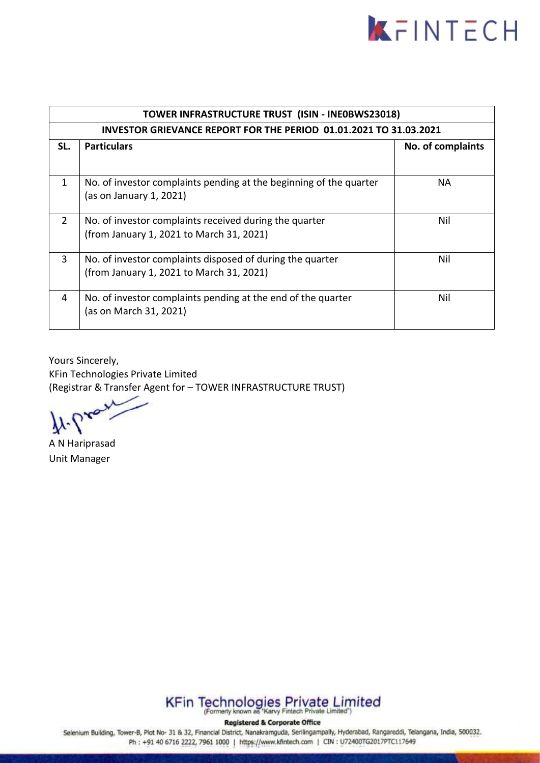| TOWER INFRASTRUCTURE TRUST (ISIN - INE0BWS23018) | | |
|---|---|---|
| **INVESTOR GRIEVANCE REPORT FOR THE PERIOD 01.01.2021 TO 31.03.2021** | | |
| **SL.** | **Particulars** | **No. of complaints** |
| 1 | No. of investor complaints pending at the beginning of the quarter (as on January 1, 2021) | NA |
| 2 | No. of investor complaints received during the quarter (from January 1, 2021 to March 31, 2021) | Nil |
| 3 | No. of investor complaints disposed of during the quarter (from January 1, 2021 to March 31, 2021) | Nil |
| 4 | No. of investor complaints pending at the end of the quarter (as on March 31, 2021) | Nil |

Yours Sincerely,
KFin Technologies Private Limited
(Registrar & Transfer Agent for – TOWER INFRASTRUCTURE TRUST)

A N Hariprasad
Unit Manager

**KFin Technologies Private Limited**
(Formerly known as "Karvy Fintech Private Limited")

**Registered & Corporate Office**
Selenium Building, Tower-B, Plot No- 31 & 32, Financial District, Nanakramguda, Serilingampally, Hyderabad, Rangareddi, Telangana, India, 500032.
Ph : +91 40 6716 2222, 7961 1000 | https://www.kfintech.com | CIN : U72400TG2017PTC117649